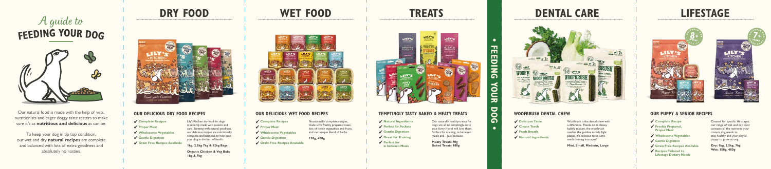# A guide to FEEDING YOUR DOG

Our natural food is made with the help of vets, nutritionists and eager doggy taste testers to make sure it's as **nutritious and delicious** as can be.

To keep your dog in tip top condition, our wet and dry **natural recipes** are complete and balanced with lots of extra goodness and absolutely no nasties.

## DRY FOOD

### OUR DELICIOUS DRY FOOD RECIPES

- ✔ Complete Recipes
- ✔ Proper Meat
- ✔ Wholesome Vegetables
- ✔ Gentle Digestion
- ✔ Grain Free Recipes Available

Lily's Kitchen dry food for dogs is expertly made with passion and care. Bursting with natural goodness, our delicious recipes are nutritionally complete and balanced, to help keep your dog in the best of health.

**1kg, 2.5kg 7kg & 12kg Bags**

**Organic Chicken & Veg Bake 1kg & 7kg**

## WET FOOD

### OUR DELICIOUS WET FOOD RECIPES

- ✔ Complete Recipes
- ✔ Proper Meat
- ✔ Wholesome Vegetables
- ✔ Gentle Digestion
- ✔ Grain Free Recipes Available

Nutritionally complete recipes, made with freshly prepared meat, lots of lovely vegetables and fruits, and our unique blend of herbs.

**150g, 400g**

## TREATS

### TEMPTINGLY TASTY BAKED & MEATY TREATS

- ✔ Natural Ingredients
- ✔ Perfect for Pockets
- ✔ Gentle Digestion
- ✔ Great for Training
- ✔ Perfect for in between Meals

Our naturally healthy treats for dogs are all so temptingly tasty your furry friend will love them. Perfect for training, in between meals and…just because.

**Meaty Treats 70g**
**Baked Treats 100g**

• FEEDING YOUR DOG •

## DENTAL CARE

### WOOFBRUSH DENTAL CHEW

- ✔ Delicious Taste
- ✔ Cleans Teeth
- ✔ Fresh Breath
- ✔ Natural Ingredients

Woofbrush is the dental chew with a difference. Thanks to its chewy bubbly texture, the woofbrush reaches the gumline to help fight plaque. It's delicious taste turns teeth cleaning into a joy!

**Mini, Small, Medium, Large**

## LIFESTAGE

### OUR PUPPY & SENIOR RECIPES

- ✔ Complete Recipe
- ✔ Freshly Prepared, Proper Meat
- ✔ Wholesome Vegetables
- ✔ Gentle Digestion
- ✔ Grain Free Recipes Available
- ✔ Recipes Tailored to Lifestage Dietary Needs

Created for specific life stages, our range of wet and dry food contains all the nutrients your mature dog needs to stay healthy and your playful puppy to grow strong.

**Dry: 1kg, 2.5kg, 7kg**
**Wet: 150g, 400g**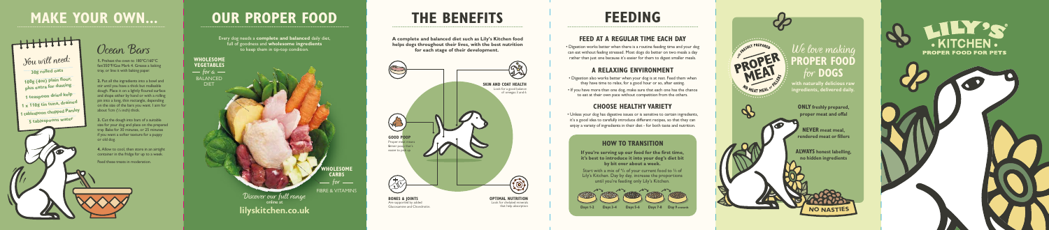# MAKE YOUR OWN...

You will need:

- 30g rolled oats
- 100g (4oz) plain flour, plus extra for dusting
- 1 teaspoon dried kelp
- 1 x 110g tin tuna, drained
- 1 tablespoon chopped Parsley
- 5 tablespoons water

## Ocean Bars

**1.** Preheat the oven to 180°C/160°C fan/350°F/Gas Mark 4. Grease a baking tray, or line it with baking paper.

**2.** Put all the ingredients into a bowl and stir until you have a thick but malleable dough. Place it on a lightly floured surface and shape either by hand or with a rolling pin into a long, thin rectangle, depending on the size of the bars you want. I aim for about 1cm (½ inch) thick.

**3.** Cut the dough into bars of a suitable size for your dog and place on the prepared tray. Bake for 30 minutes, or 25 minutes if you want a softer texture for a puppy or old dog.

**4.** Allow to cool, then store in an airtight container in the fridge for up to a week.

Feed these treats in moderation.

# OUR PROPER FOOD

Every dog needs a **complete and balanced** daily diet, full of goodness and **wholesome ingredients** to keep them in tip-top condition.

**WHOLESOME VEGETABLES** — for a — BALANCED DIET

**WHOLESOME CARBS** — for — FIBRE & VITAMINS

Discover our full range online at

**lilyskitchen.co.uk**

# THE BENEFITS

**A complete and balanced diet such as Lily's Kitchen food helps dogs throughout their lives, with the best nutrition for each stage of their development.**

**SKIN AND COAT HEALTH**
Look for a good balance of omega 3 and 6.

**GOOD POOP**
Proper meat makes firmer poop that's easier to pick up.

**BONES & JOINTS**
Are supported by added Glucosamine and Chondroitin.

**OPTIMAL NUTRITION**
Look for chelated minerals that help absorption

# FEEDING

## FEED AT A REGULAR TIME EACH DAY

- Digestion works better when there is a routine feeding time and your dog can eat without feeling stressed. Most dogs do better on two meals a day rather than just one because it's easier for them to digest smaller meals.

## A RELAXING ENVIRONMENT

- Digestion also works better when your dog is at rest. Feed them when they have time to relax, for a good hour or so, after eating.
- If you have more than one dog, make sure that each one has the chance to eat at their own pace without competition from the others.

## CHOOSE HEALTHY VARIETY

- Unless your dog has digestive issues or is sensitive to certain ingredients, it's a good idea to carefully introduce different recipes, so that they can enjoy a variety of ingredients in their diet - for both taste and nutrition.

## HOW TO TRANSITION

**If you're serving up our food for the first time, it's best to introduce it into your dog's diet bit by bit over about a week.**

Start with a mix of ¾ of your current food to ¼ of Lily's Kitchen. Day by day, increase the proportions until you're feeding only Lily's Kitchen.

Days 1-2 | Days 3-4 | Days 5-6 | Days 7-8 | Day 9 onwards

FRESHLY PREPARED — **PROPER MEAT** — NO MEAT MEAL or FILLERS

# We love making PROPER FOOD for DOGS

**with naturally delicious raw ingredients, delivered daily.**

**ONLY freshly prepared, proper meat and offal**

**NEVER meat meal, rendered meat or fillers**

**ALWAYS honest labelling, no hidden ingredients**

**NO NASTIES**

# LILY'S KITCHEN

**PROPER FOOD FOR PETS**